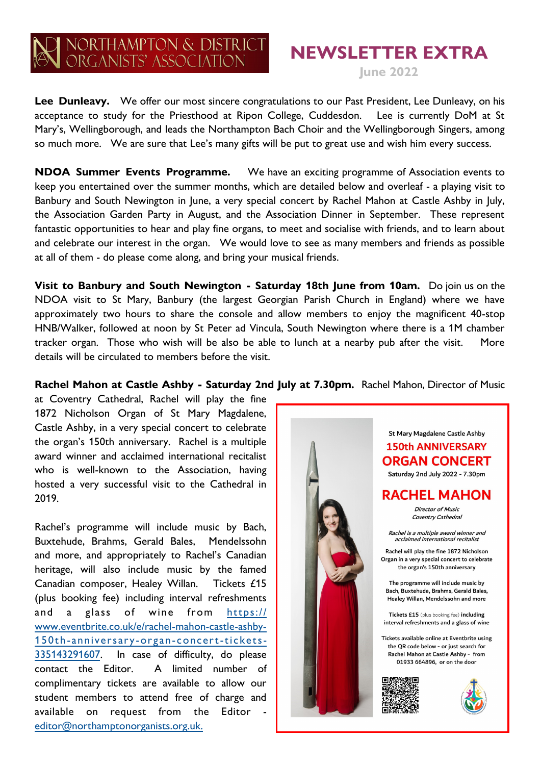# NORTHAMPTON & DISTRICT ORGANISTS' ASSOCIATION

# NEWSLETTER EXTRA

June 2022

**Lee Dunleavy.** We offer our most sincere congratulations to our Past President, Lee Dunleavy, on his acceptance to study for the Priesthood at Ripon College, Cuddesdon. Lee is currently DoM at St Mary's, Wellingborough, and leads the Northampton Bach Choir and the Wellingborough Singers, among so much more. We are sure that Lee's many gifts will be put to great use and wish him every success.

**NDOA Summer Events Programme.** We have an exciting programme of Association events to keep you entertained over the summer months, which are detailed below and overleaf - a playing visit to Banbury and South Newington in June, a very special concert by Rachel Mahon at Castle Ashby in July, the Association Garden Party in August, and the Association Dinner in September. These represent fantastic opportunities to hear and play fine organs, to meet and socialise with friends, and to learn about and celebrate our interest in the organ. We would love to see as many members and friends as possible at all of them - do please come along, and bring your musical friends.

**Visit to Banbury and South Newington - Saturday 18th June from 10am.** Do join us on the NDOA visit to St Mary, Banbury (the largest Georgian Parish Church in England) where we have approximately two hours to share the console and allow members to enjoy the magnificent 40-stop HNB/Walker, followed at noon by St Peter ad Vincula, South Newington where there is a 1M chamber tracker organ. Those who wish will be also be able to lunch at a nearby pub after the visit. More details will be circulated to members before the visit.

**Rachel Mahon at Castle Ashby - Saturday 2nd July at 7.30pm.** Rachel Mahon, Director of Music at Coventry Cathedral, Rachel will play the fine 1872 Nicholson Organ of St Mary Magdalene, Castle Ashby, in a very special concert to celebrate the organ's 150th anniversary. Rachel is a multiple award winner and acclaimed international recitalist who is well-known to the Association, having hosted a very successful visit to the Cathedral in 2019.

Rachel's programme will include music by Bach, Buxtehude, Brahms, Gerald Bales, Mendelssohn and more, and appropriately to Rachel's Canadian heritage, will also include music by the famed Canadian composer, Healey Willan. Tickets £15 (plus booking fee) including interval refreshments and a glass of wine from https://www.eventbrite.co.uk/e/rachel-mahon-castle-ashby-150th-anniversary-organ-concert-tickets-335143291607. In case of difficulty, do please contact the Editor. A limited number of complimentary tickets are available to allow our student members to attend free of charge and available on request from the Editor - editor@northamptonorganists.org.uk.

St Mary Magdalene Castle Ashby

**150th ANNIVERSARY**
**ORGAN CONCERT**

Saturday 2nd July 2022 - 7.30pm

**RACHEL MAHON**

*Director of Music*
*Coventry Cathedral*

*Rachel is a multiple award winner and acclaimed international recitalist*

Rachel will play the fine 1872 Nicholson Organ in a very special concert to celebrate the organ's 150th anniversary

The programme will include music by Bach, Buxtehude, Brahms, Gerald Bales, Healey Willan, Mendelssohn and more

Tickets £15 (plus booking fee) including interval refreshments and a glass of wine

Tickets available online at Eventbrite using the QR code below - or just search for Rachel Mahon at Castle Ashby - from 01933 664896, or on the door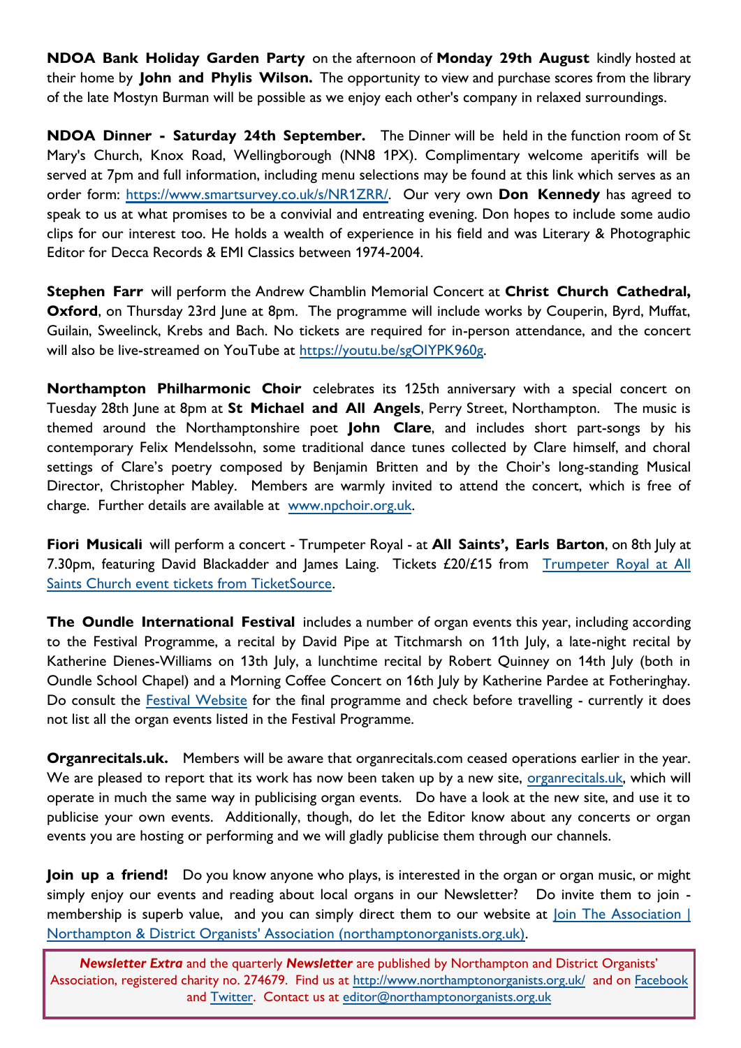**NDOA Bank Holiday Garden Party** on the afternoon of **Monday 29th August** kindly hosted at their home by **John and Phylis Wilson.** The opportunity to view and purchase scores from the library of the late Mostyn Burman will be possible as we enjoy each other's company in relaxed surroundings.

**NDOA Dinner - Saturday 24th September.** The Dinner will be held in the function room of St Mary's Church, Knox Road, Wellingborough (NN8 1PX). Complimentary welcome aperitifs will be served at 7pm and full information, including menu selections may be found at this link which serves as an order form: https://www.smartsurvey.co.uk/s/NR1ZRR/. Our very own **Don Kennedy** has agreed to speak to us at what promises to be a convivial and entreating evening. Don hopes to include some audio clips for our interest too. He holds a wealth of experience in his field and was Literary & Photographic Editor for Decca Records & EMI Classics between 1974-2004.

**Stephen Farr** will perform the Andrew Chamblin Memorial Concert at **Christ Church Cathedral, Oxford**, on Thursday 23rd June at 8pm. The programme will include works by Couperin, Byrd, Muffat, Guilain, Sweelinck, Krebs and Bach. No tickets are required for in-person attendance, and the concert will also be live-streamed on YouTube at https://youtu.be/sgOIYPK960g.

**Northampton Philharmonic Choir** celebrates its 125th anniversary with a special concert on Tuesday 28th June at 8pm at **St Michael and All Angels**, Perry Street, Northampton. The music is themed around the Northamptonshire poet **John Clare**, and includes short part-songs by his contemporary Felix Mendelssohn, some traditional dance tunes collected by Clare himself, and choral settings of Clare's poetry composed by Benjamin Britten and by the Choir's long-standing Musical Director, Christopher Mabley. Members are warmly invited to attend the concert, which is free of charge. Further details are available at www.npchoir.org.uk.

**Fiori Musicali** will perform a concert - Trumpeter Royal - at **All Saints', Earls Barton**, on 8th July at 7.30pm, featuring David Blackadder and James Laing. Tickets £20/£15 from Trumpeter Royal at All Saints Church event tickets from TicketSource.

**The Oundle International Festival** includes a number of organ events this year, including according to the Festival Programme, a recital by David Pipe at Titchmarsh on 11th July, a late-night recital by Katherine Dienes-Williams on 13th July, a lunchtime recital by Robert Quinney on 14th July (both in Oundle School Chapel) and a Morning Coffee Concert on 16th July by Katherine Pardee at Fotheringhay. Do consult the Festival Website for the final programme and check before travelling - currently it does not list all the organ events listed in the Festival Programme.

**Organrecitals.uk.** Members will be aware that organrecitals.com ceased operations earlier in the year. We are pleased to report that its work has now been taken up by a new site, organrecitals.uk, which will operate in much the same way in publicising organ events. Do have a look at the new site, and use it to publicise your own events. Additionally, though, do let the Editor know about any concerts or organ events you are hosting or performing and we will gladly publicise them through our channels.

**Join up a friend!** Do you know anyone who plays, is interested in the organ or organ music, or might simply enjoy our events and reading about local organs in our Newsletter? Do invite them to join - membership is superb value, and you can simply direct them to our website at Join The Association | Northampton & District Organists' Association (northamptonorganists.org.uk).

***Newsletter Extra*** and the quarterly ***Newsletter*** are published by Northampton and District Organists' Association, registered charity no. 274679. Find us at http://www.northamptonorganists.org.uk/ and on Facebook and Twitter. Contact us at editor@northamptonorganists.org.uk